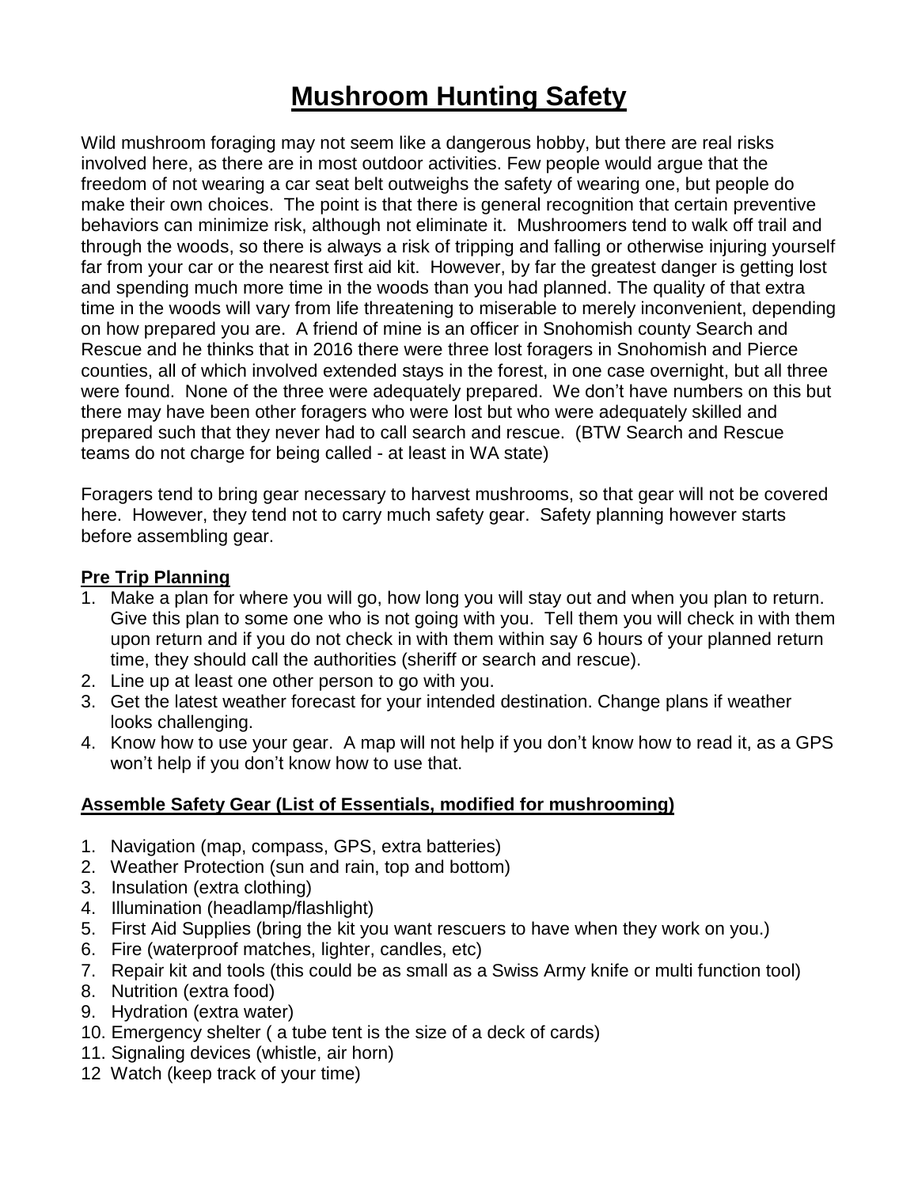# Mushroom Hunting Safety

Wild mushroom foraging may not seem like a dangerous hobby, but there are real risks involved here, as there are in most outdoor activities. Few people would argue that the freedom of not wearing a car seat belt outweighs the safety of wearing one, but people do make their own choices. The point is that there is general recognition that certain preventive behaviors can minimize risk, although not eliminate it. Mushroomers tend to walk off trail and through the woods, so there is always a risk of tripping and falling or otherwise injuring yourself far from your car or the nearest first aid kit. However, by far the greatest danger is getting lost and spending much more time in the woods than you had planned. The quality of that extra time in the woods will vary from life threatening to miserable to merely inconvenient, depending on how prepared you are. A friend of mine is an officer in Snohomish county Search and Rescue and he thinks that in 2016 there were three lost foragers in Snohomish and Pierce counties, all of which involved extended stays in the forest, in one case overnight, but all three were found. None of the three were adequately prepared. We don't have numbers on this but there may have been other foragers who were lost but who were adequately skilled and prepared such that they never had to call search and rescue. (BTW Search and Rescue teams do not charge for being called - at least in WA state)

Foragers tend to bring gear necessary to harvest mushrooms, so that gear will not be covered here. However, they tend not to carry much safety gear. Safety planning however starts before assembling gear.

## Pre Trip Planning

1. Make a plan for where you will go, how long you will stay out and when you plan to return. Give this plan to some one who is not going with you. Tell them you will check in with them upon return and if you do not check in with them within say 6 hours of your planned return time, they should call the authorities (sheriff or search and rescue).
2. Line up at least one other person to go with you.
3. Get the latest weather forecast for your intended destination. Change plans if weather looks challenging.
4. Know how to use your gear. A map will not help if you don't know how to read it, as a GPS won't help if you don't know how to use that.

## Assemble Safety Gear (List of Essentials, modified for mushrooming)

1. Navigation (map, compass, GPS, extra batteries)
2. Weather Protection (sun and rain, top and bottom)
3. Insulation (extra clothing)
4. Illumination (headlamp/flashlight)
5. First Aid Supplies (bring the kit you want rescuers to have when they work on you.)
6. Fire (waterproof matches, lighter, candles, etc)
7. Repair kit and tools (this could be as small as a Swiss Army knife or multi function tool)
8. Nutrition (extra food)
9. Hydration (extra water)
10. Emergency shelter ( a tube tent is the size of a deck of cards)
11. Signaling devices (whistle, air horn)
12. Watch (keep track of your time)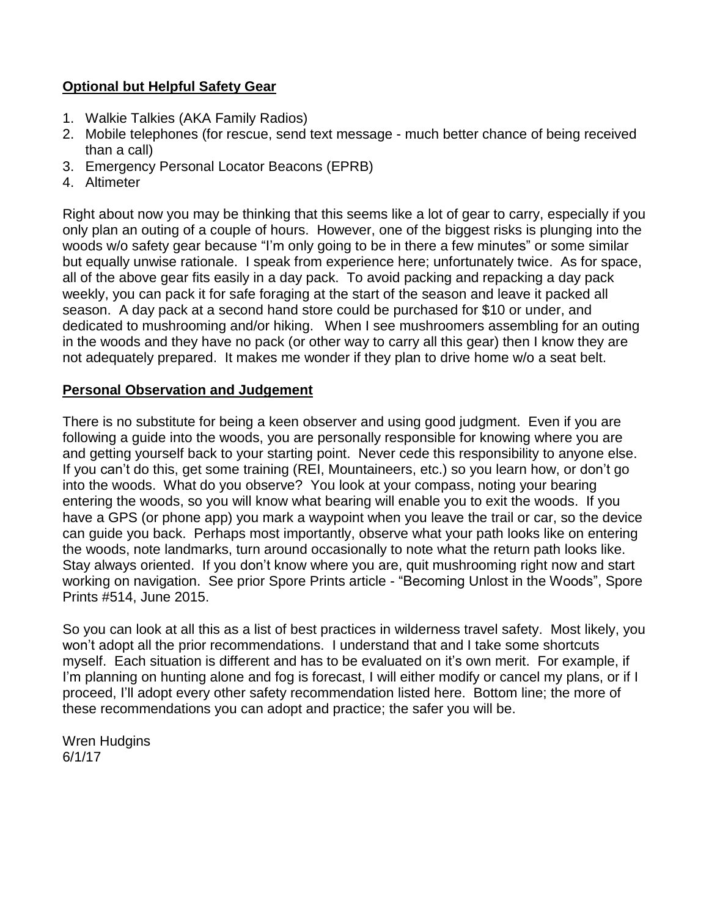**Optional but Helpful Safety Gear**

1. Walkie Talkies (AKA Family Radios)
2. Mobile telephones (for rescue, send text message - much better chance of being received than a call)
3. Emergency Personal Locator Beacons (EPRB)
4. Altimeter

Right about now you may be thinking that this seems like a lot of gear to carry, especially if you only plan an outing of a couple of hours. However, one of the biggest risks is plunging into the woods w/o safety gear because "I'm only going to be in there a few minutes" or some similar but equally unwise rationale. I speak from experience here; unfortunately twice. As for space, all of the above gear fits easily in a day pack. To avoid packing and repacking a day pack weekly, you can pack it for safe foraging at the start of the season and leave it packed all season. A day pack at a second hand store could be purchased for $10 or under, and dedicated to mushrooming and/or hiking. When I see mushroomers assembling for an outing in the woods and they have no pack (or other way to carry all this gear) then I know they are not adequately prepared. It makes me wonder if they plan to drive home w/o a seat belt.

**Personal Observation and Judgement**

There is no substitute for being a keen observer and using good judgment. Even if you are following a guide into the woods, you are personally responsible for knowing where you are and getting yourself back to your starting point. Never cede this responsibility to anyone else. If you can't do this, get some training (REI, Mountaineers, etc.) so you learn how, or don't go into the woods. What do you observe? You look at your compass, noting your bearing entering the woods, so you will know what bearing will enable you to exit the woods. If you have a GPS (or phone app) you mark a waypoint when you leave the trail or car, so the device can guide you back. Perhaps most importantly, observe what your path looks like on entering the woods, note landmarks, turn around occasionally to note what the return path looks like. Stay always oriented. If you don't know where you are, quit mushrooming right now and start working on navigation. See prior Spore Prints article - "Becoming Unlost in the Woods", Spore Prints #514, June 2015.

So you can look at all this as a list of best practices in wilderness travel safety. Most likely, you won't adopt all the prior recommendations. I understand that and I take some shortcuts myself. Each situation is different and has to be evaluated on it's own merit. For example, if I'm planning on hunting alone and fog is forecast, I will either modify or cancel my plans, or if I proceed, I'll adopt every other safety recommendation listed here. Bottom line; the more of these recommendations you can adopt and practice; the safer you will be.

Wren Hudgins
6/1/17